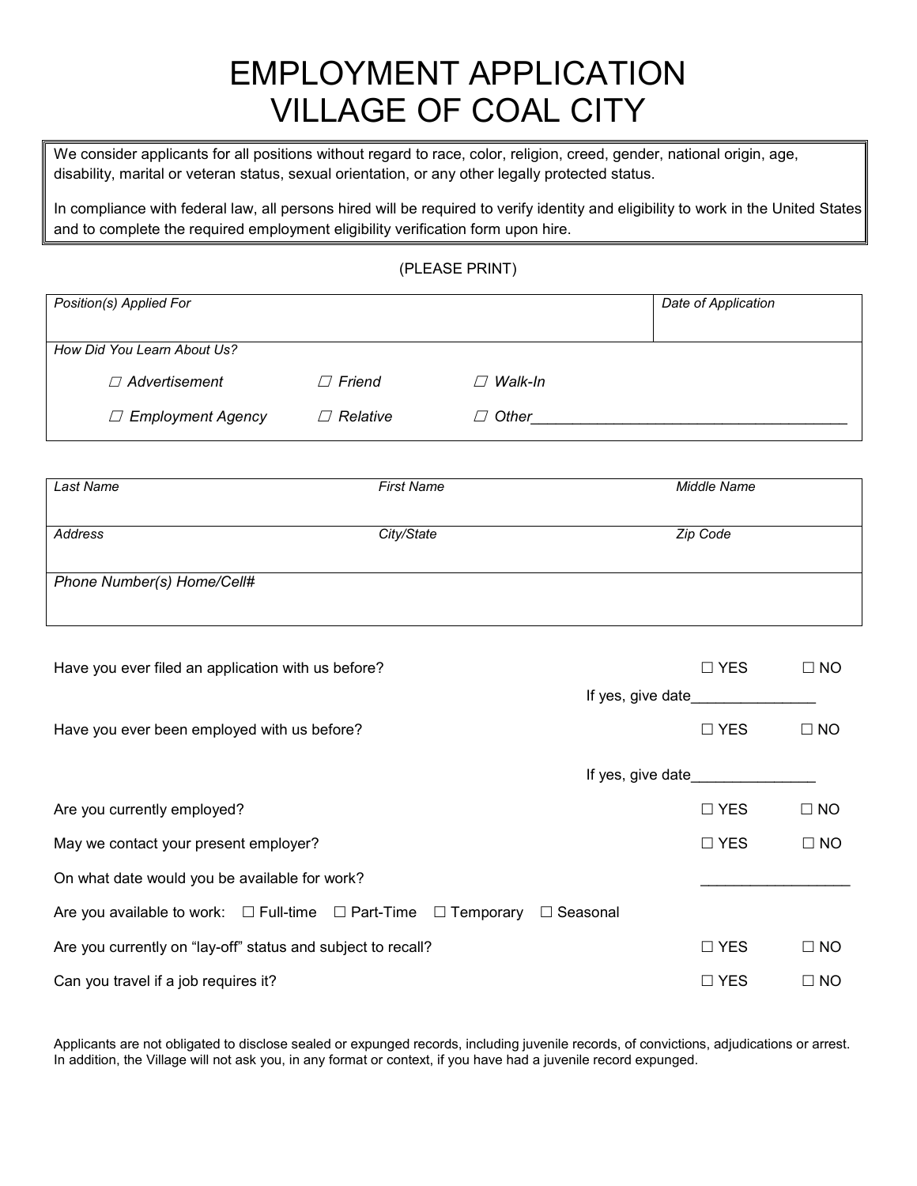# EMPLOYMENT APPLICATION
# VILLAGE OF COAL CITY

> We consider applicants for all positions without regard to race, color, religion, creed, gender, national origin, age, disability, marital or veteran status, sexual orientation, or any other legally protected status.
>
> In compliance with federal law, all persons hired will be required to verify identity and eligibility to work in the United States and to complete the required employment eligibility verification form upon hire.

(PLEASE PRINT)

| *Position(s) Applied For* | *Date of Application* |
|---|---|
| | |

*How Did You Learn About Us?*

| | | |
|---|---|---|
| ☐ *Advertisement* | ☐ *Friend* | ☐ *Walk-In* |
| ☐ *Employment Agency* | ☐ *Relative* | ☐ *Other*______________________________________ |

| *Last Name* | *First Name* | *Middle Name* |
|---|---|---|
| | | |
| *Address* | *City/State* | *Zip Code* |
| | | |
| *Phone Number(s) Home/Cell#* | | |
| | | |

Have you ever filed an application with us before? ☐ YES ☐ NO

If yes, give date_______________

Have you ever been employed with us before? ☐ YES ☐ NO

If yes, give date_______________

Are you currently employed? ☐ YES ☐ NO

May we contact your present employer? ☐ YES ☐ NO

On what date would you be available for work? __________________

Are you available to work: ☐ Full-time ☐ Part-Time ☐ Temporary ☐ Seasonal

Are you currently on "lay-off" status and subject to recall? ☐ YES ☐ NO

Can you travel if a job requires it? ☐ YES ☐ NO

Applicants are not obligated to disclose sealed or expunged records, including juvenile records, of convictions, adjudications or arrest. In addition, the Village will not ask you, in any format or context, if you have had a juvenile record expunged.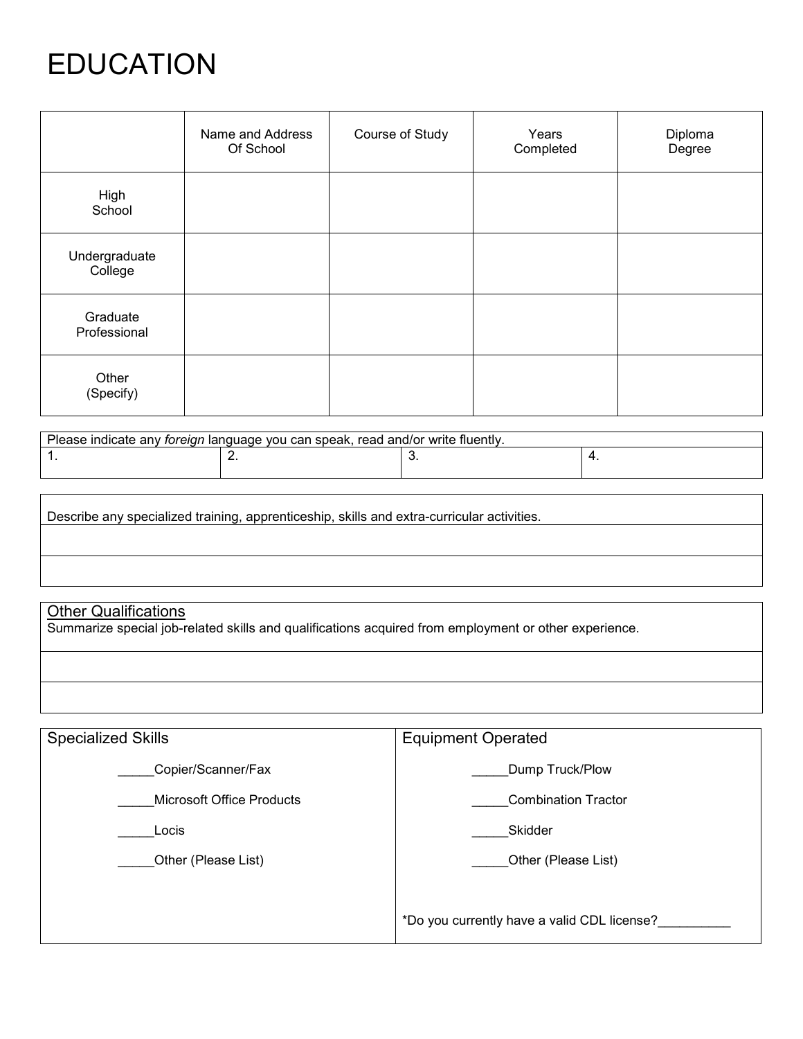# EDUCATION

| | Name and Address Of School | Course of Study | Years Completed | Diploma Degree |
|---|---|---|---|---|
| High School | | | | |
| Undergraduate College | | | | |
| Graduate Professional | | | | |
| Other (Specify) | | | | |

| Please indicate any *foreign* language you can speak, read and/or write fluently. | | | |
|---|---|---|---|
| 1. | 2. | 3. | 4. |

| Describe any specialized training, apprenticeship, skills and extra-curricular activities. |
|---|
| |
| |

| Other Qualifications<br>Summarize special job-related skills and qualifications acquired from employment or other experience. |
|---|
| |
| |

| Specialized Skills | Equipment Operated |
|---|---|
| _____Copier/Scanner/Fax | _____Dump Truck/Plow |
| _____Microsoft Office Products | _____Combination Tractor |
| _____Locis | _____Skidder |
| _____Other (Please List) | _____Other (Please List) |
| | *Do you currently have a valid CDL license?__________ |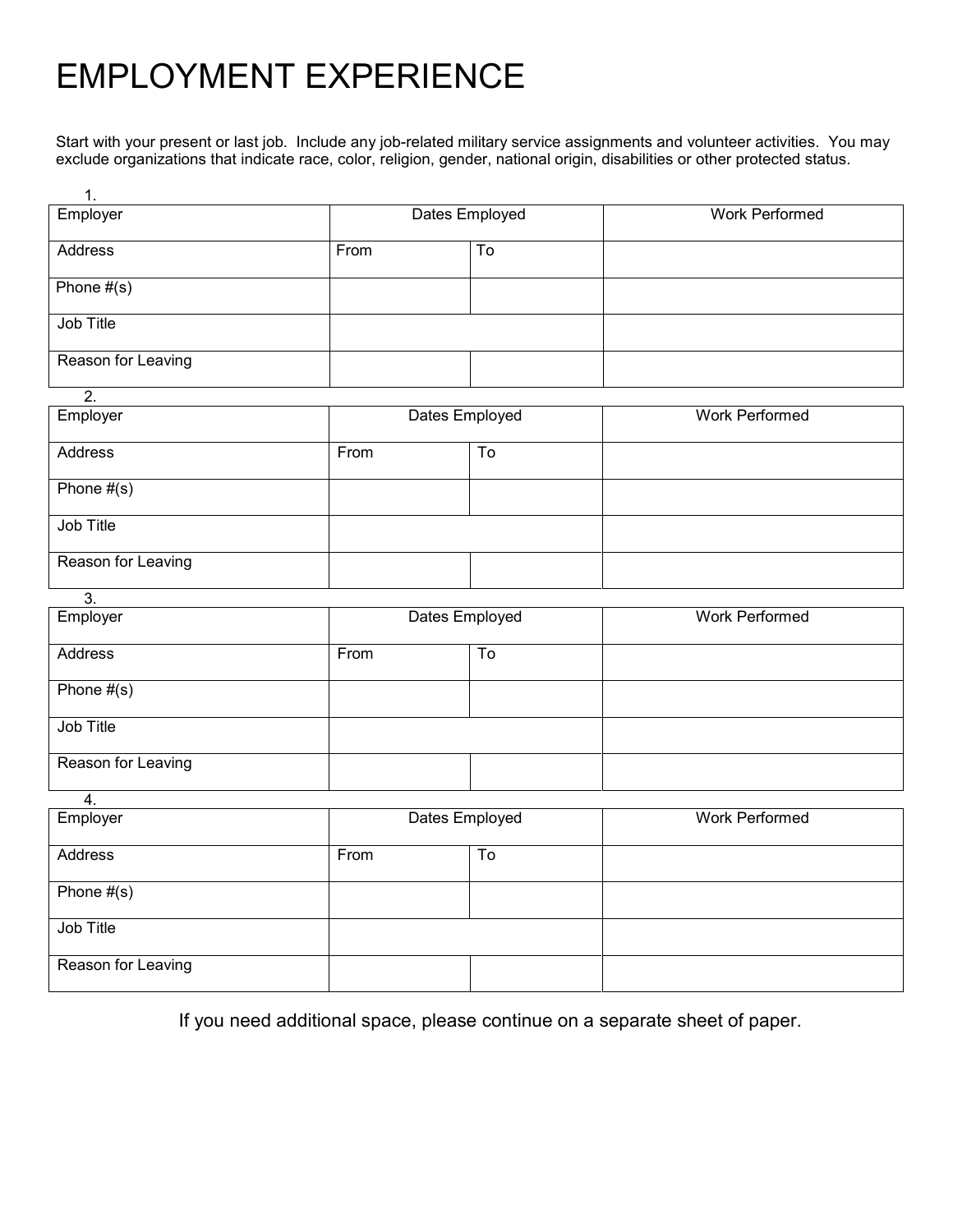# EMPLOYMENT EXPERIENCE

Start with your present or last job. Include any job-related military service assignments and volunteer activities. You may exclude organizations that indicate race, color, religion, gender, national origin, disabilities or other protected status.

1.

| Employer | Dates Employed | | Work Performed |
|---|---|---|---|
| Address | From | To | |
| Phone #(s) | | | |
| Job Title | | | |
| Reason for Leaving | | | |

2.

| Employer | Dates Employed | | Work Performed |
|---|---|---|---|
| Address | From | To | |
| Phone #(s) | | | |
| Job Title | | | |
| Reason for Leaving | | | |

3.

| Employer | Dates Employed | | Work Performed |
|---|---|---|---|
| Address | From | To | |
| Phone #(s) | | | |
| Job Title | | | |
| Reason for Leaving | | | |

4.

| Employer | Dates Employed | | Work Performed |
|---|---|---|---|
| Address | From | To | |
| Phone #(s) | | | |
| Job Title | | | |
| Reason for Leaving | | | |

If you need additional space, please continue on a separate sheet of paper.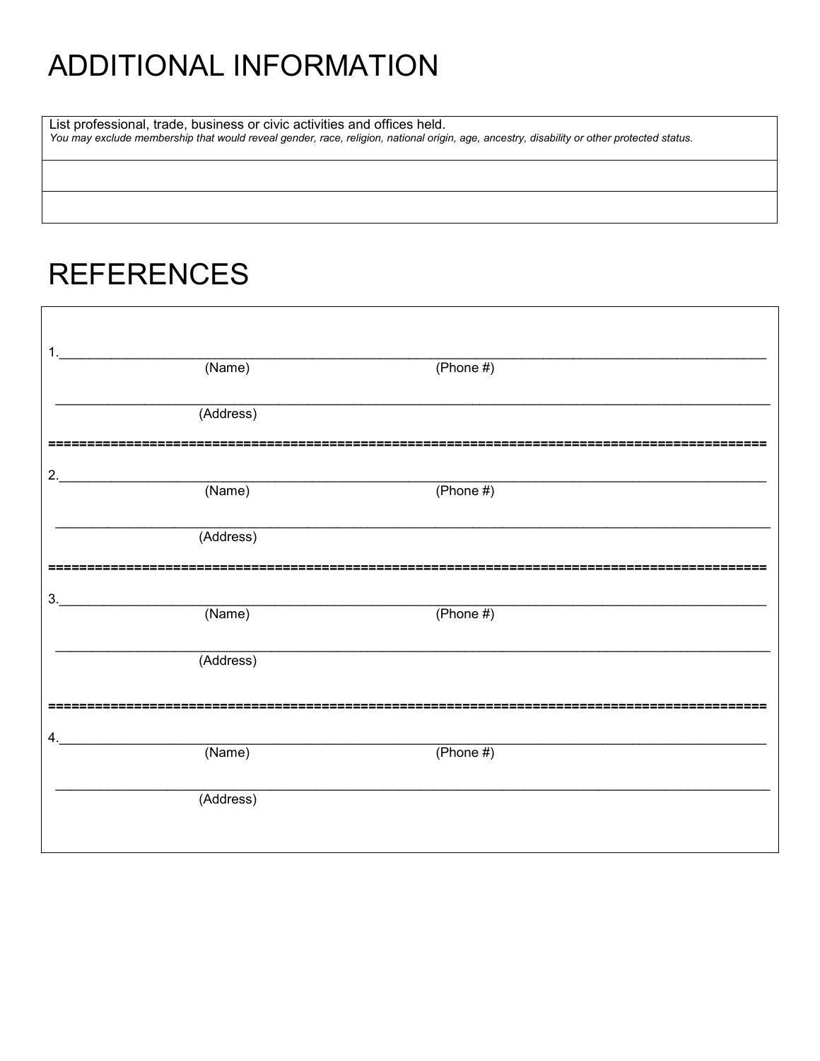# ADDITIONAL INFORMATION

| List professional, trade, business or civic activities and offices held.<br>*You may exclude membership that would reveal gender, race, religion, national origin, age, ancestry, disability or other protected status.* |
|---|
| |
| |

# REFERENCES

1.________________________________________________________________________
(Name) (Phone #)

__________________________________________________________________________
(Address)

==========================================================================

2.________________________________________________________________________
(Name) (Phone #)

__________________________________________________________________________
(Address)

==========================================================================

3.________________________________________________________________________
(Name) (Phone #)

__________________________________________________________________________
(Address)

==========================================================================

4.________________________________________________________________________
(Name) (Phone #)

__________________________________________________________________________
(Address)